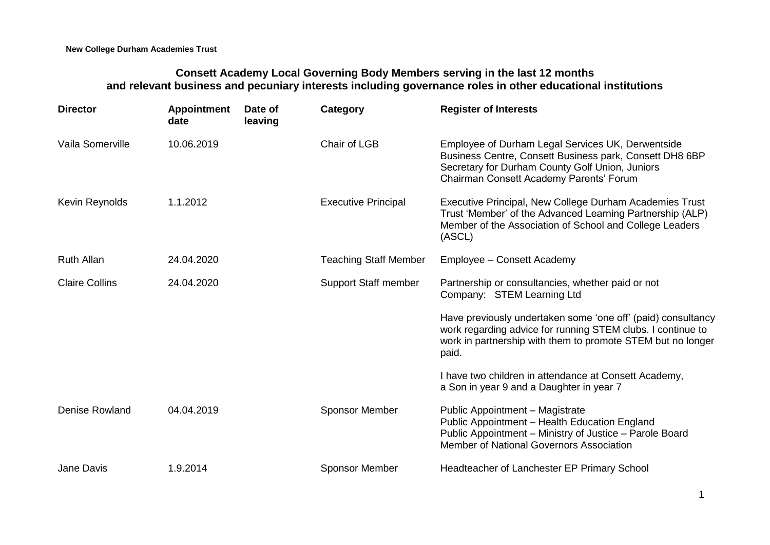**New College Durham Academies Trust**

## Consett Academy Local Governing Body Members serving in the last 12 months and relevant business and pecuniary interests including governance roles in other educational institutions

| Director | Appointment date | Date of leaving | Category | Register of Interests |
|---|---|---|---|---|
| Vaila Somerville | 10.06.2019 | | Chair of LGB | Employee of Durham Legal Services UK, Derwentside Business Centre, Consett Business park, Consett DH8 6BP<br>Secretary for Durham County Golf Union, Juniors<br>Chairman Consett Academy Parents' Forum |
| Kevin Reynolds | 1.1.2012 | | Executive Principal | Executive Principal, New College Durham Academies Trust<br>Trust 'Member' of the Advanced Learning Partnership (ALP)<br>Member of the Association of School and College Leaders (ASCL) |
| Ruth Allan | 24.04.2020 | | Teaching Staff Member | Employee – Consett Academy |
| Claire Collins | 24.04.2020 | | Support Staff member | Partnership or consultancies, whether paid or not<br>Company: STEM Learning Ltd<br><br>Have previously undertaken some 'one off' (paid) consultancy work regarding advice for running STEM clubs. I continue to work in partnership with them to promote STEM but no longer paid.<br><br>I have two children in attendance at Consett Academy, a Son in year 9 and a Daughter in year 7 |
| Denise Rowland | 04.04.2019 | | Sponsor Member | Public Appointment – Magistrate<br>Public Appointment – Health Education England<br>Public Appointment – Ministry of Justice – Parole Board<br>Member of National Governors Association |
| Jane Davis | 1.9.2014 | | Sponsor Member | Headteacher of Lanchester EP Primary School |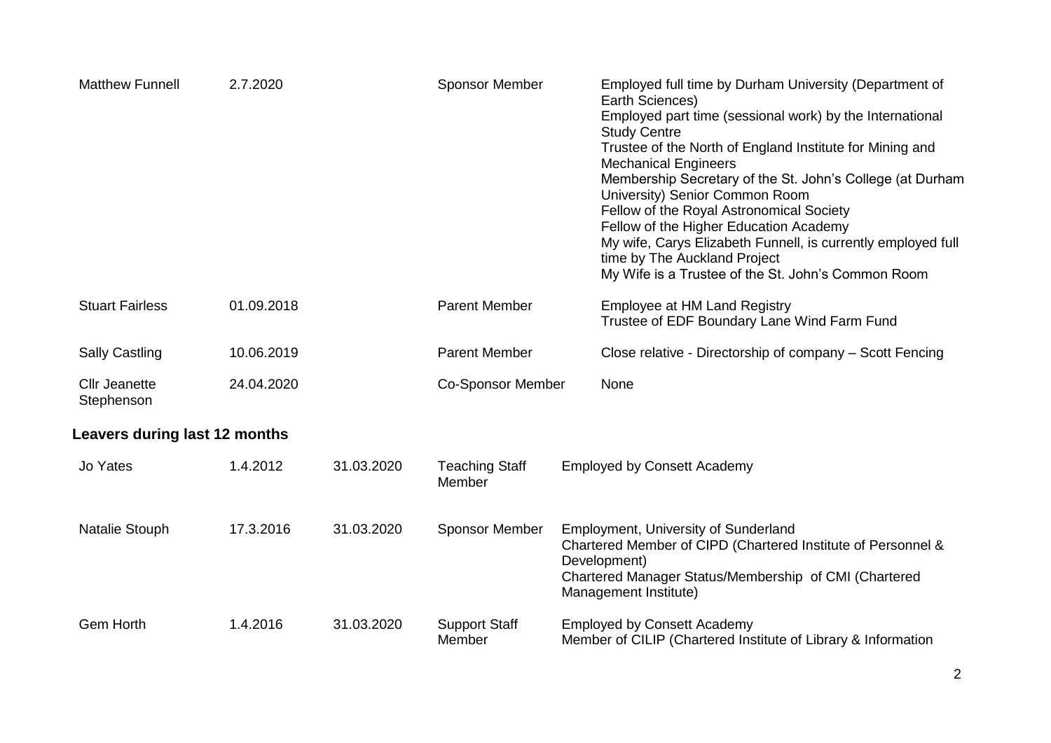| | | | | |
|---|---|---|---|---|
| Matthew Funnell | 2.7.2020 | | Sponsor Member | Employed full time by Durham University (Department of Earth Sciences)<br>Employed part time (sessional work) by the International Study Centre<br>Trustee of the North of England Institute for Mining and Mechanical Engineers<br>Membership Secretary of the St. John's College (at Durham University) Senior Common Room<br>Fellow of the Royal Astronomical Society<br>Fellow of the Higher Education Academy<br>My wife, Carys Elizabeth Funnell, is currently employed full time by The Auckland Project<br>My Wife is a Trustee of the St. John's Common Room |
| Stuart Fairless | 01.09.2018 | | Parent Member | Employee at HM Land Registry<br>Trustee of EDF Boundary Lane Wind Farm Fund |
| Sally Castling | 10.06.2019 | | Parent Member | Close relative - Directorship of company – Scott Fencing |
| Cllr Jeanette Stephenson | 24.04.2020 | | Co-Sponsor Member | None |

## Leavers during last 12 months

| | | | | |
|---|---|---|---|---|
| Jo Yates | 1.4.2012 | 31.03.2020 | Teaching Staff Member | Employed by Consett Academy |
| Natalie Stouph | 17.3.2016 | 31.03.2020 | Sponsor Member | Employment, University of Sunderland<br>Chartered Member of CIPD (Chartered Institute of Personnel & Development)<br>Chartered Manager Status/Membership of CMI (Chartered Management Institute) |
| Gem Horth | 1.4.2016 | 31.03.2020 | Support Staff Member | Employed by Consett Academy<br>Member of CILIP (Chartered Institute of Library & Information |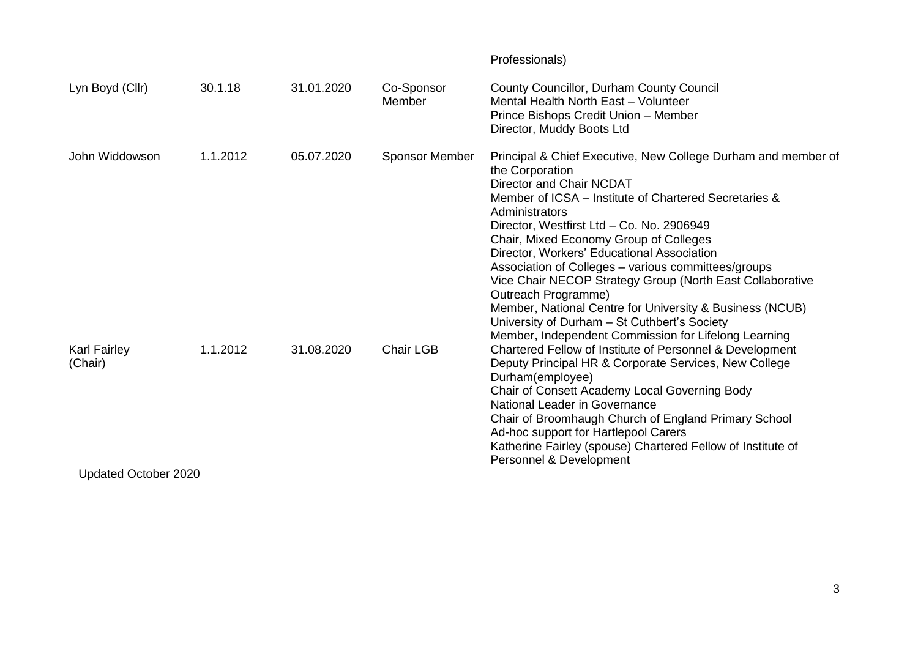| | | | | |
|---|---|---|---|---|
| | | | | Professionals) |
| Lyn Boyd (Cllr) | 30.1.18 | 31.01.2020 | Co-Sponsor Member | County Councillor, Durham County Council<br>Mental Health North East – Volunteer<br>Prince Bishops Credit Union – Member<br>Director, Muddy Boots Ltd |
| John Widdowson | 1.1.2012 | 05.07.2020 | Sponsor Member | Principal & Chief Executive, New College Durham and member of the Corporation<br>Director and Chair NCDAT<br>Member of ICSA – Institute of Chartered Secretaries & Administrators<br>Director, Westfirst Ltd – Co. No. 2906949<br>Chair, Mixed Economy Group of Colleges<br>Director, Workers' Educational Association<br>Association of Colleges – various committees/groups<br>Vice Chair NECOP Strategy Group (North East Collaborative Outreach Programme)<br>Member, National Centre for University & Business (NCUB)<br>University of Durham – St Cuthbert's Society<br>Member, Independent Commission for Lifelong Learning |
| Karl Fairley (Chair) | 1.1.2012 | 31.08.2020 | Chair LGB | Chartered Fellow of Institute of Personnel & Development<br>Deputy Principal HR & Corporate Services, New College Durham(employee)<br>Chair of Consett Academy Local Governing Body<br>National Leader in Governance<br>Chair of Broomhaugh Church of England Primary School<br>Ad-hoc support for Hartlepool Carers<br>Katherine Fairley (spouse) Chartered Fellow of Institute of Personnel & Development |

Updated October 2020